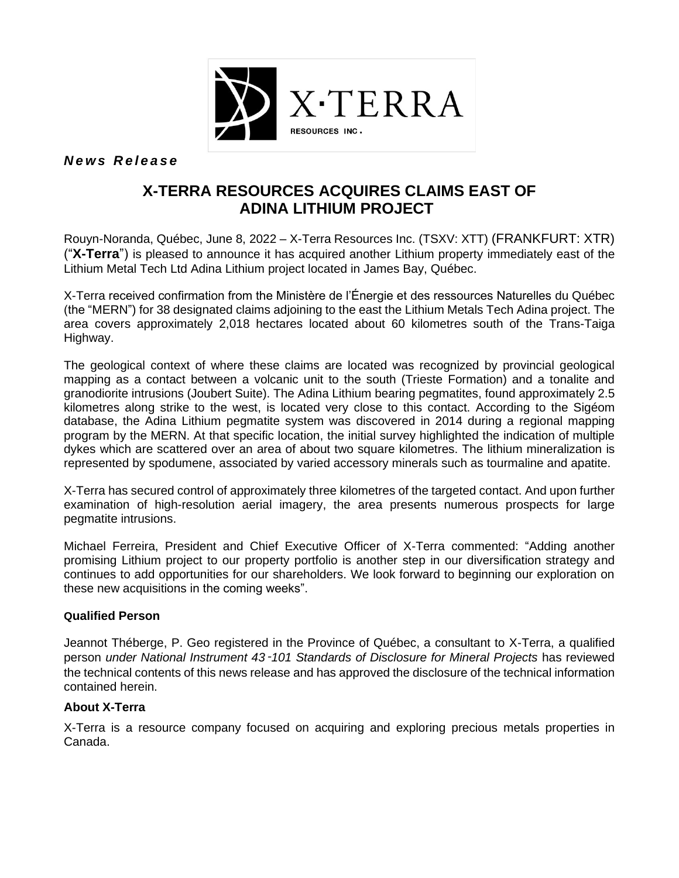*News Release*

# X-TERRA RESOURCES ACQUIRES CLAIMS EAST OF ADINA LITHIUM PROJECT

Rouyn-Noranda, Québec, June 8, 2022 – X-Terra Resources Inc. (TSXV: XTT) (FRANKFURT: XTR) ("**X-Terra**") is pleased to announce it has acquired another Lithium property immediately east of the Lithium Metal Tech Ltd Adina Lithium project located in James Bay, Québec.

X-Terra received confirmation from the Ministère de l'Énergie et des ressources Naturelles du Québec (the "MERN") for 38 designated claims adjoining to the east the Lithium Metals Tech Adina project. The area covers approximately 2,018 hectares located about 60 kilometres south of the Trans-Taiga Highway.

The geological context of where these claims are located was recognized by provincial geological mapping as a contact between a volcanic unit to the south (Trieste Formation) and a tonalite and granodiorite intrusions (Joubert Suite). The Adina Lithium bearing pegmatites, found approximately 2.5 kilometres along strike to the west, is located very close to this contact. According to the Sigéom database, the Adina Lithium pegmatite system was discovered in 2014 during a regional mapping program by the MERN. At that specific location, the initial survey highlighted the indication of multiple dykes which are scattered over an area of about two square kilometres. The lithium mineralization is represented by spodumene, associated by varied accessory minerals such as tourmaline and apatite.

X-Terra has secured control of approximately three kilometres of the targeted contact. And upon further examination of high-resolution aerial imagery, the area presents numerous prospects for large pegmatite intrusions.

Michael Ferreira, President and Chief Executive Officer of X-Terra commented: "Adding another promising Lithium project to our property portfolio is another step in our diversification strategy and continues to add opportunities for our shareholders. We look forward to beginning our exploration on these new acquisitions in the coming weeks".

**Qualified Person**

Jeannot Théberge, P. Geo registered in the Province of Québec, a consultant to X-Terra, a qualified person *under National Instrument 43-101 Standards of Disclosure for Mineral Projects* has reviewed the technical contents of this news release and has approved the disclosure of the technical information contained herein.

**About X-Terra**

X-Terra is a resource company focused on acquiring and exploring precious metals properties in Canada.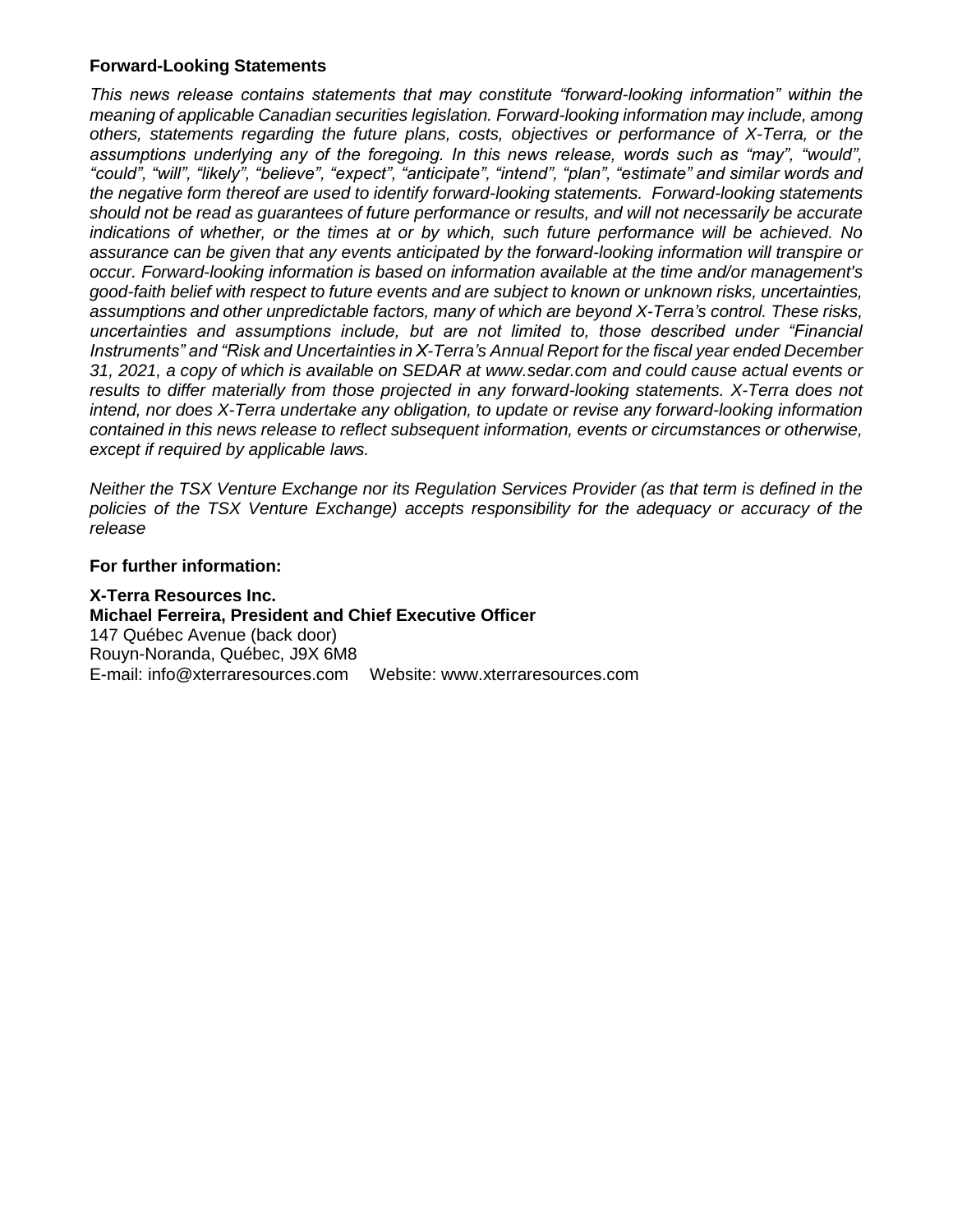**Forward-Looking Statements**

*This news release contains statements that may constitute “forward-looking information” within the meaning of applicable Canadian securities legislation. Forward-looking information may include, among others, statements regarding the future plans, costs, objectives or performance of X-Terra, or the assumptions underlying any of the foregoing. In this news release, words such as “may”, “would”, “could”, “will”, “likely”, “believe”, “expect”, “anticipate”, “intend”, “plan”, “estimate” and similar words and the negative form thereof are used to identify forward-looking statements. Forward-looking statements should not be read as guarantees of future performance or results, and will not necessarily be accurate indications of whether, or the times at or by which, such future performance will be achieved. No assurance can be given that any events anticipated by the forward-looking information will transpire or occur. Forward-looking information is based on information available at the time and/or management's good-faith belief with respect to future events and are subject to known or unknown risks, uncertainties, assumptions and other unpredictable factors, many of which are beyond X-Terra’s control. These risks, uncertainties and assumptions include, but are not limited to, those described under “Financial Instruments” and “Risk and Uncertainties in X-Terra’s Annual Report for the fiscal year ended December 31, 2021, a copy of which is available on SEDAR at www.sedar.com and could cause actual events or results to differ materially from those projected in any forward-looking statements. X-Terra does not intend, nor does X-Terra undertake any obligation, to update or revise any forward-looking information contained in this news release to reflect subsequent information, events or circumstances or otherwise, except if required by applicable laws.*

*Neither the TSX Venture Exchange nor its Regulation Services Provider (as that term is defined in the policies of the TSX Venture Exchange) accepts responsibility for the adequacy or accuracy of the release*

**For further information:**

**X-Terra Resources Inc.**
**Michael Ferreira, President and Chief Executive Officer**
147 Québec Avenue (back door)
Rouyn-Noranda, Québec, J9X 6M8
E-mail: info@xterraresources.com Website: www.xterraresources.com